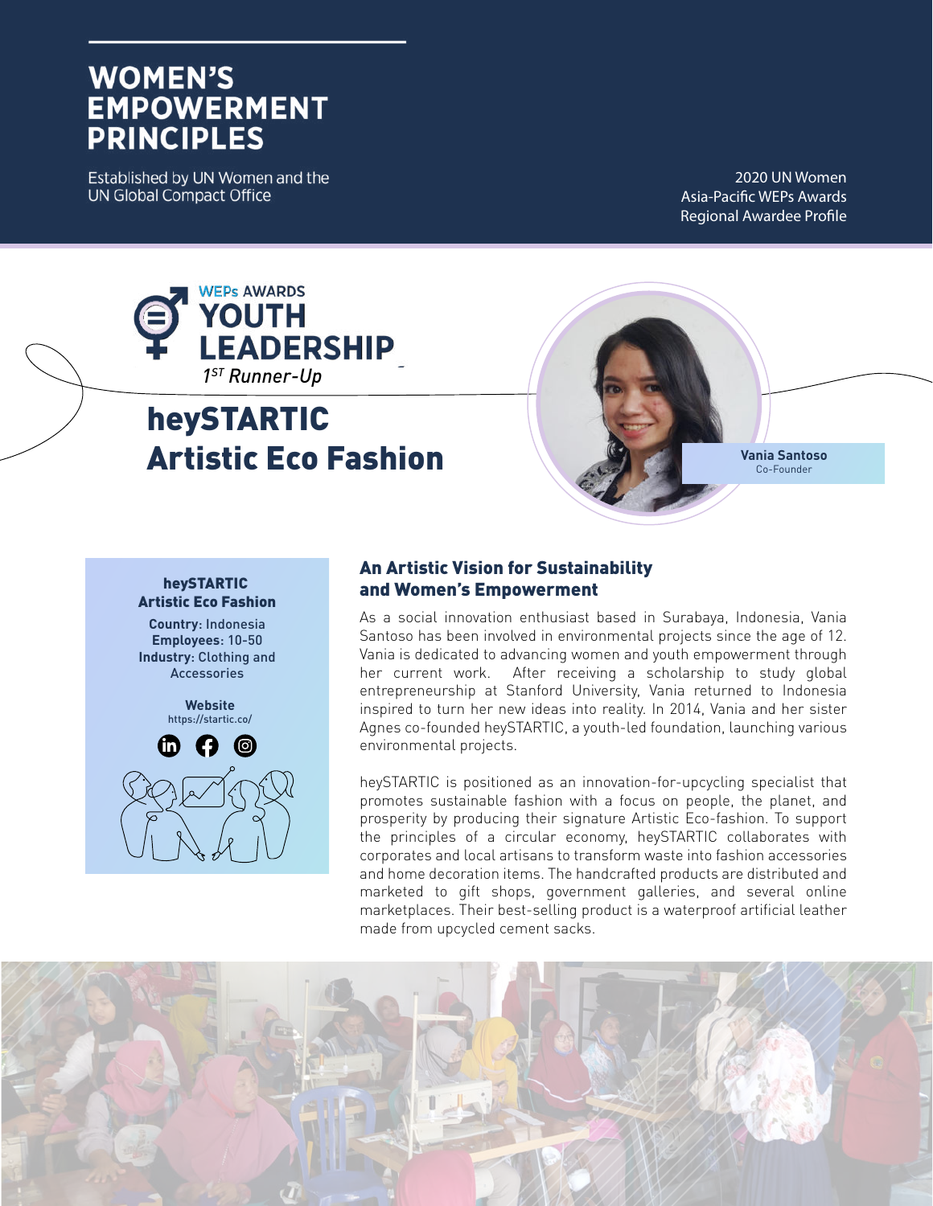# WOMEN'S EMPOWERMENT PRINCIPLES

Established by UN Women and the UN Global Compact Office

2020 UN Women
Asia-Pacific WEPs Awards
Regional Awardee Profile

WEPs AWARDS
**YOUTH LEADERSHIP**
*1ST Runner-Up*

# heySTARTIC Artistic Eco Fashion

**Vania Santoso**
Co-Founder

**heySTARTIC Artistic Eco Fashion**

**Country:** Indonesia
**Employees:** 10-50
**Industry:** Clothing and Accessories

**Website**
https://startic.co/

## An Artistic Vision for Sustainability and Women's Empowerment

As a social innovation enthusiast based in Surabaya, Indonesia, Vania Santoso has been involved in environmental projects since the age of 12. Vania is dedicated to advancing women and youth empowerment through her current work. After receiving a scholarship to study global entrepreneurship at Stanford University, Vania returned to Indonesia inspired to turn her new ideas into reality. In 2014, Vania and her sister Agnes co-founded heySTARTIC, a youth-led foundation, launching various environmental projects.

heySTARTIC is positioned as an innovation-for-upcycling specialist that promotes sustainable fashion with a focus on people, the planet, and prosperity by producing their signature Artistic Eco-fashion. To support the principles of a circular economy, heySTARTIC collaborates with corporates and local artisans to transform waste into fashion accessories and home decoration items. The handcrafted products are distributed and marketed to gift shops, government galleries, and several online marketplaces. Their best-selling product is a waterproof artificial leather made from upcycled cement sacks.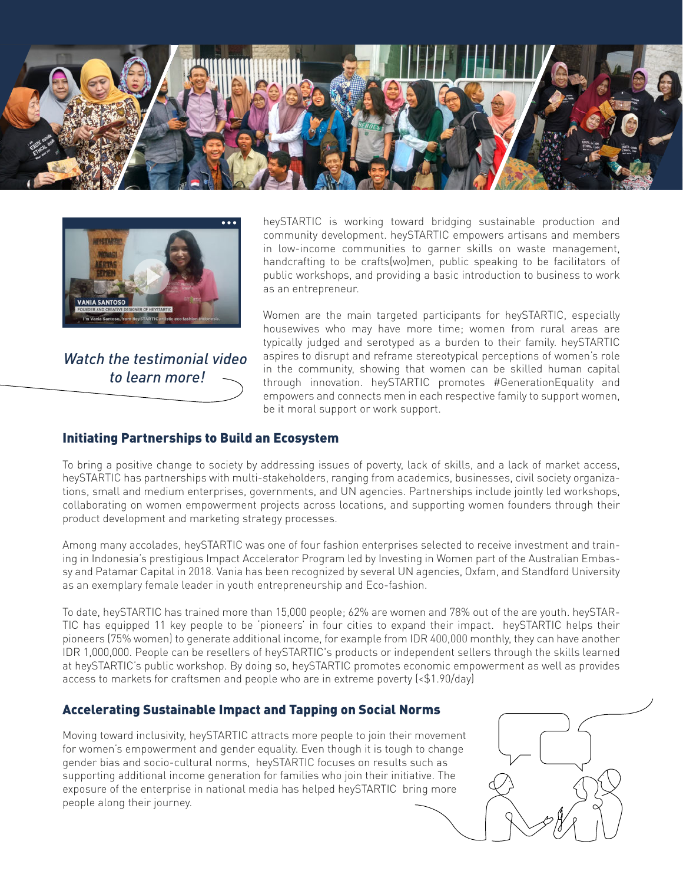*Watch the testimonial video to learn more!*

heySTARTIC is working toward bridging sustainable production and community development. heySTARTIC empowers artisans and members in low-income communities to garner skills on waste management, handcrafting to be crafts(wo)men, public speaking to be facilitators of public workshops, and providing a basic introduction to business to work as an entrepreneur.

Women are the main targeted participants for heySTARTIC, especially housewives who may have more time; women from rural areas are typically judged and serotyped as a burden to their family. heySTARTIC aspires to disrupt and reframe stereotypical perceptions of women's role in the community, showing that women can be skilled human capital through innovation. heySTARTIC promotes #GenerationEquality and empowers and connects men in each respective family to support women, be it moral support or work support.

## Initiating Partnerships to Build an Ecosystem

To bring a positive change to society by addressing issues of poverty, lack of skills, and a lack of market access, heySTARTIC has partnerships with multi-stakeholders, ranging from academics, businesses, civil society organizations, small and medium enterprises, governments, and UN agencies. Partnerships include jointly led workshops, collaborating on women empowerment projects across locations, and supporting women founders through their product development and marketing strategy processes.

Among many accolades, heySTARTIC was one of four fashion enterprises selected to receive investment and training in Indonesia's prestigious Impact Accelerator Program led by Investing in Women part of the Australian Embassy and Patamar Capital in 2018. Vania has been recognized by several UN agencies, Oxfam, and Standford University as an exemplary female leader in youth entrepreneurship and Eco-fashion.

To date, heySTARTIC has trained more than 15,000 people; 62% are women and 78% out of the are youth. heySTARTIC has equipped 11 key people to be 'pioneers' in four cities to expand their impact. heySTARTIC helps their pioneers (75% women) to generate additional income, for example from IDR 400,000 monthly, they can have another IDR 1,000,000. People can be resellers of heySTARTIC's products or independent sellers through the skills learned at heySTARTIC's public workshop. By doing so, heySTARTIC promotes economic empowerment as well as provides access to markets for craftsmen and people who are in extreme poverty (<$1.90/day)

## Accelerating Sustainable Impact and Tapping on Social Norms

Moving toward inclusivity, heySTARTIC attracts more people to join their movement for women's empowerment and gender equality. Even though it is tough to change gender bias and socio-cultural norms, heySTARTIC focuses on results such as supporting additional income generation for families who join their initiative. The exposure of the enterprise in national media has helped heySTARTIC bring more people along their journey.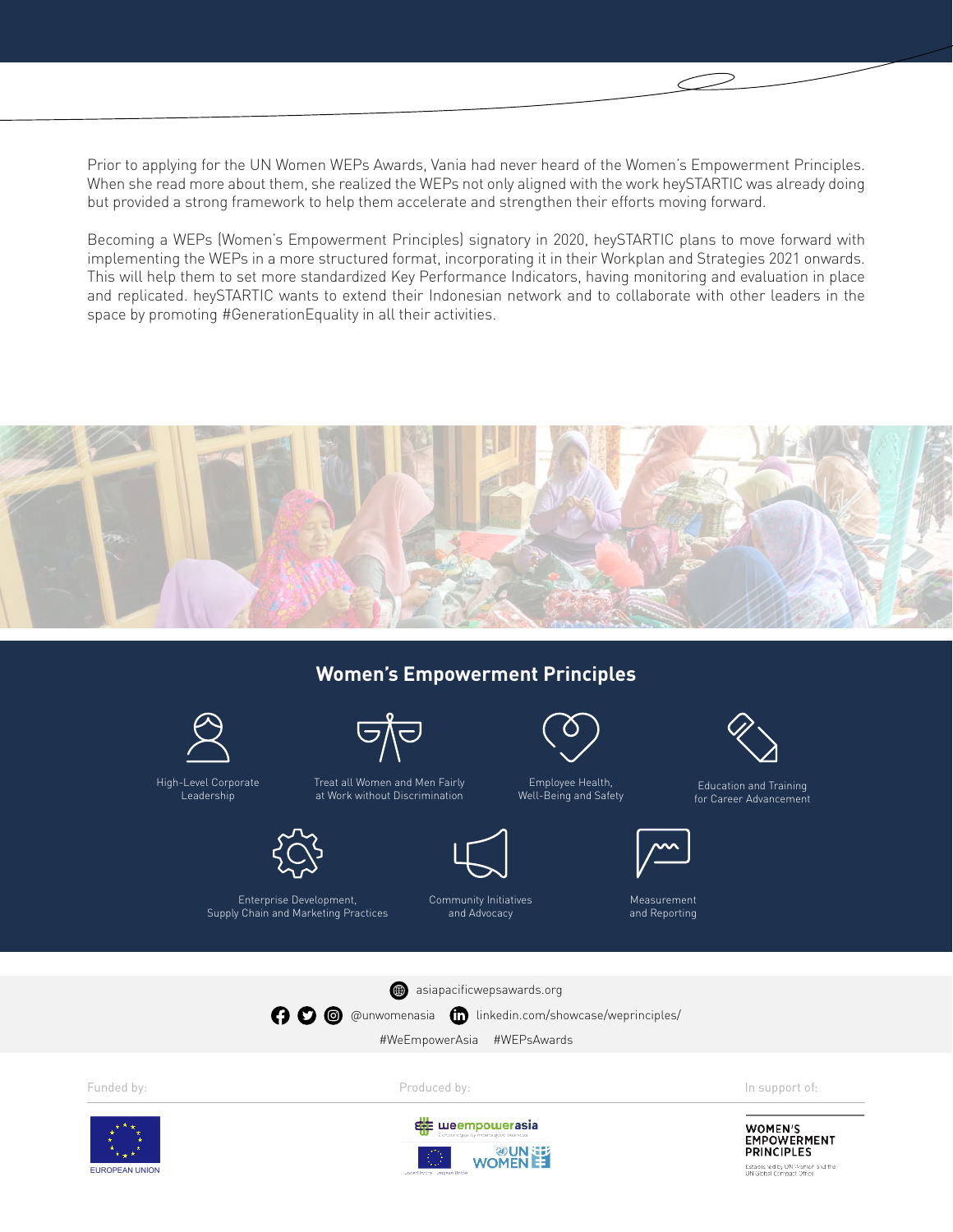Prior to applying for the UN Women WEPs Awards, Vania had never heard of the Women's Empowerment Principles. When she read more about them, she realized the WEPs not only aligned with the work heySTARTIC was already doing but provided a strong framework to help them accelerate and strengthen their efforts moving forward.

Becoming a WEPs (Women's Empowerment Principles) signatory in 2020, heySTARTIC plans to move forward with implementing the WEPs in a more structured format, incorporating it in their Workplan and Strategies 2021 onwards. This will help them to set more standardized Key Performance Indicators, having monitoring and evaluation in place and replicated. heySTARTIC wants to extend their Indonesian network and to collaborate with other leaders in the space by promoting #GenerationEquality in all their activities.

## Women's Empowerment Principles

High-Level Corporate Leadership

Treat all Women and Men Fairly at Work without Discrimination

Employee Health, Well-Being and Safety

Education and Training for Career Advancement

Enterprise Development, Supply Chain and Marketing Practices

Community Initiatives and Advocacy

Measurement and Reporting

asiapacificwepsawards.org

@unwomenasia linkedin.com/showcase/weprinciples/

#WeEmpowerAsia #WEPsAwards

Funded by: EUROPEAN UNION

Produced by: weempowerasia — UN WOMEN

In support of: WOMEN'S EMPOWERMENT PRINCIPLES — Established by UN Women and the UN Global Compact Office